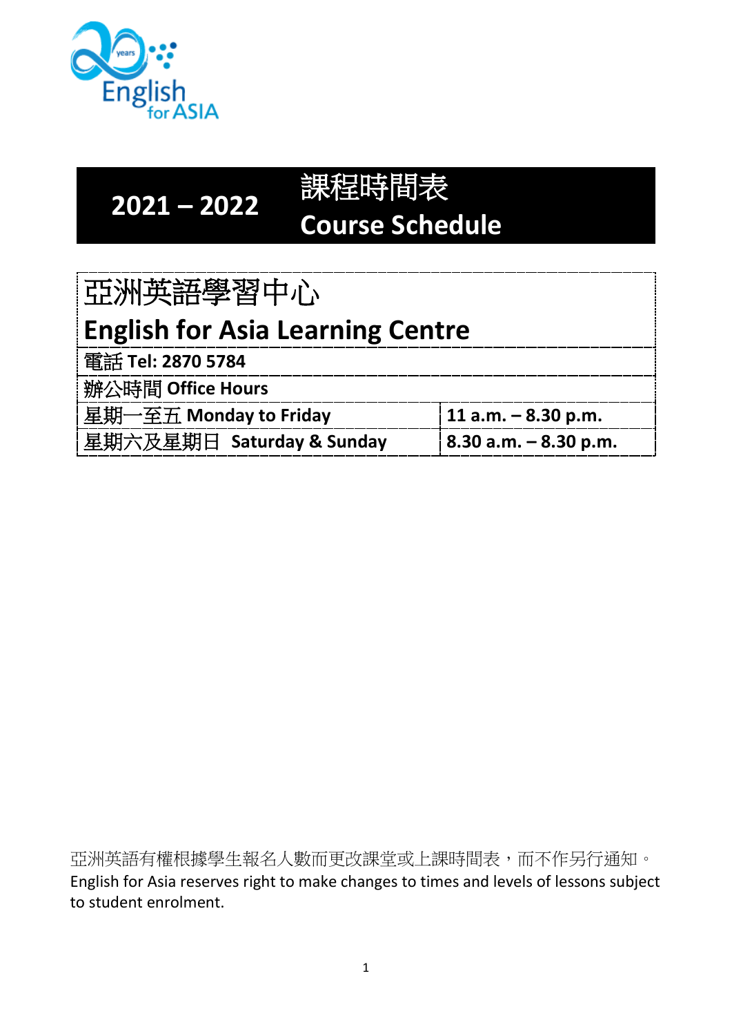# 2021 – 2022 課程時間表 Course Schedule

## 亞洲英語學習中心
## English for Asia Learning Centre

**電話 Tel: 2870 5784**

| 辦公時間 Office Hours | |
|---|---|
| 星期一至五 **Monday to Friday** | **11 a.m. – 8.30 p.m.** |
| 星期六及星期日 **Saturday & Sunday** | **8.30 a.m. – 8.30 p.m.** |

亞洲英語有權根據學生報名人數而更改課堂或上課時間表，而不作另行通知。
English for Asia reserves right to make changes to times and levels of lessons subject to student enrolment.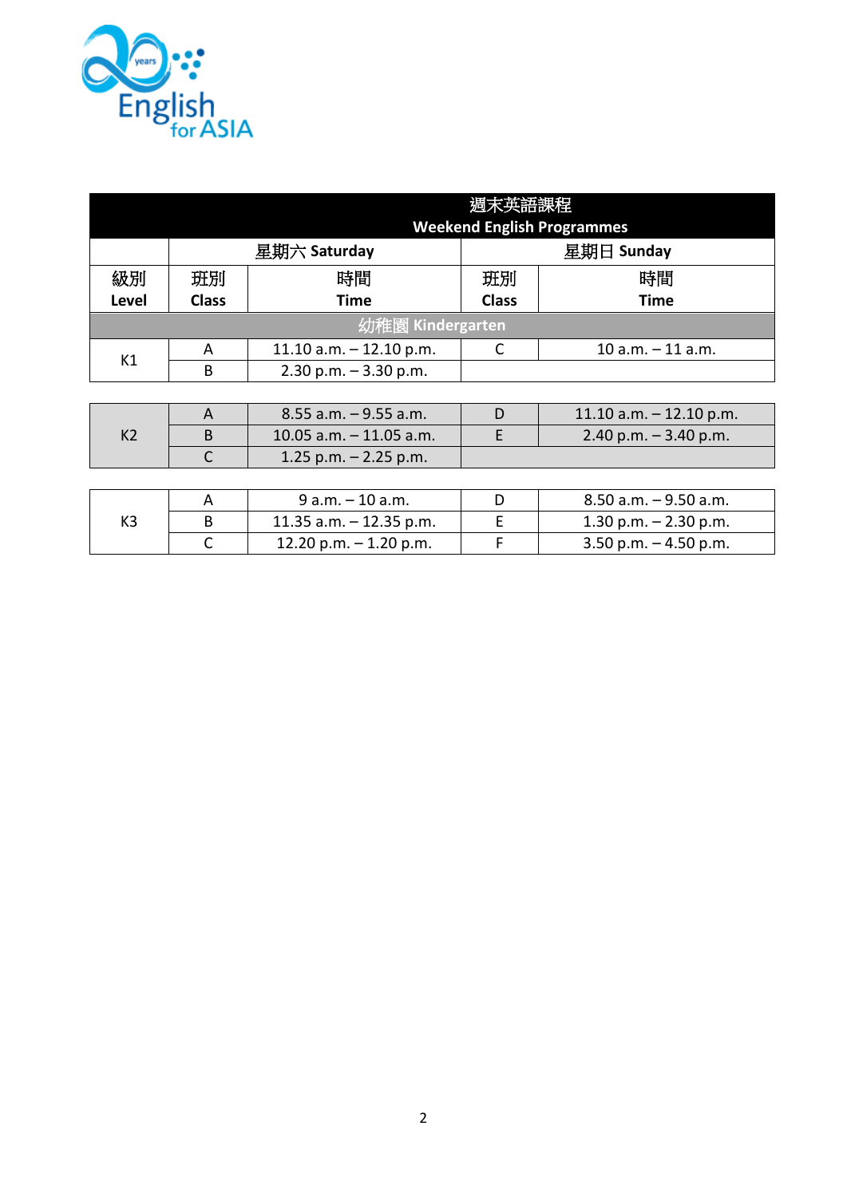| 週末英語課程 Weekend English Programmes | | | | |
|---|---|---|---|---|
| | 星期六 Saturday | | 星期日 Sunday | |
| 級別 **Level** | 班別 **Class** | 時間 **Time** | 班別 **Class** | 時間 **Time** |
| 幼稚園 Kindergarten | | | | |
| K1 | A | 11.10 a.m. – 12.10 p.m. | C | 10 a.m. – 11 a.m. |
| | B | 2.30 p.m. – 3.30 p.m. | | |
| K2 | A | 8.55 a.m. – 9.55 a.m. | D | 11.10 a.m. – 12.10 p.m. |
| | B | 10.05 a.m. – 11.05 a.m. | E | 2.40 p.m. – 3.40 p.m. |
| | C | 1.25 p.m. – 2.25 p.m. | | |
| K3 | A | 9 a.m. – 10 a.m. | D | 8.50 a.m. – 9.50 a.m. |
| | B | 11.35 a.m. – 12.35 p.m. | E | 1.30 p.m. – 2.30 p.m. |
| | C | 12.20 p.m. – 1.20 p.m. | F | 3.50 p.m. – 4.50 p.m. |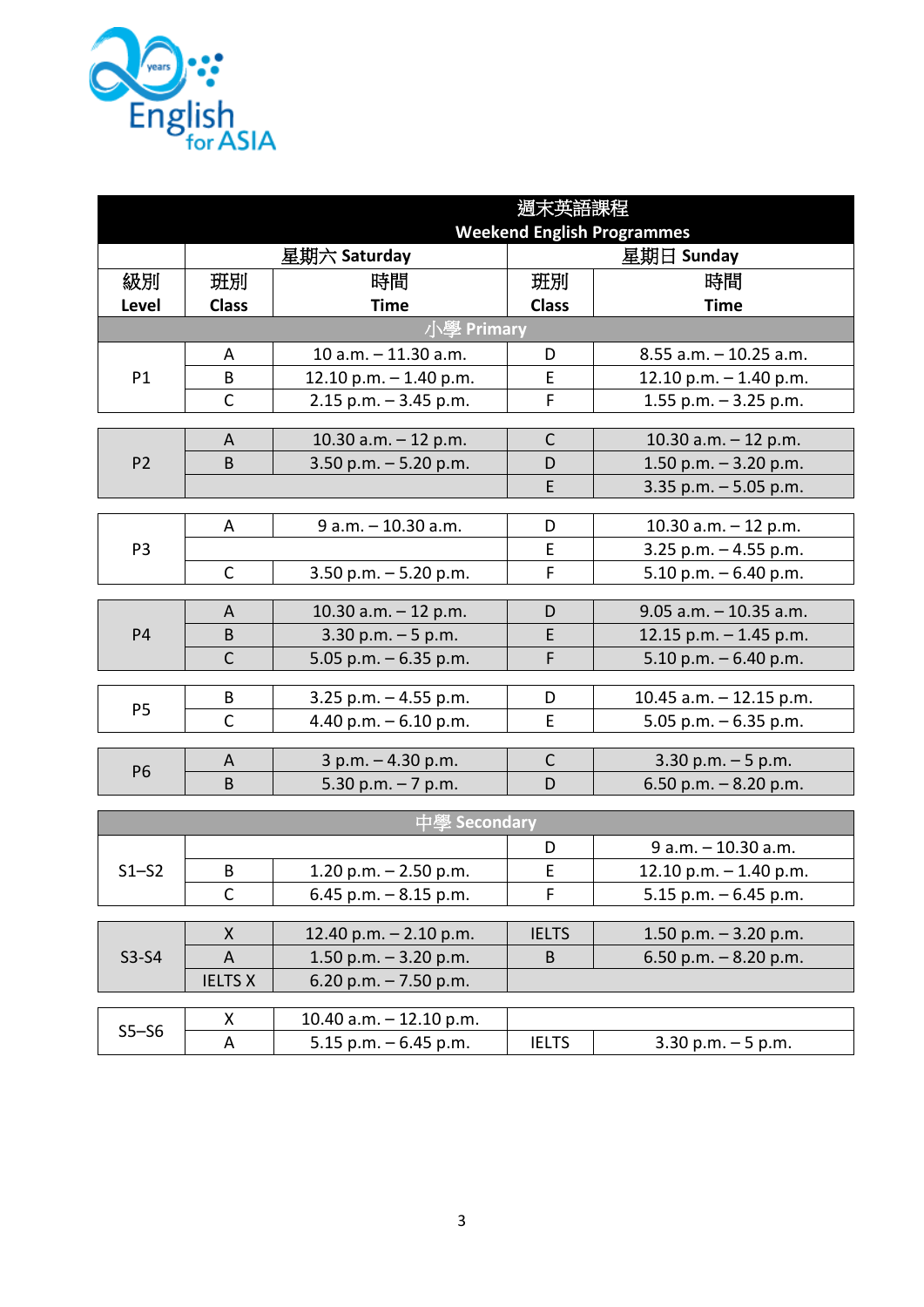English for ASIA

| 週末英語課程 Weekend English Programmes | | | | |
|---|---|---|---|---|
| | 星期六 Saturday | | 星期日 Sunday | |
| 級別 Level | 班別 Class | 時間 Time | 班別 Class | 時間 Time |
| **小學 Primary** | | | | |
| P1 | A | 10 a.m. – 11.30 a.m. | D | 8.55 a.m. – 10.25 a.m. |
| | B | 12.10 p.m. – 1.40 p.m. | E | 12.10 p.m. – 1.40 p.m. |
| | C | 2.15 p.m. – 3.45 p.m. | F | 1.55 p.m. – 3.25 p.m. |
| P2 | A | 10.30 a.m. – 12 p.m. | C | 10.30 a.m. – 12 p.m. |
| | B | 3.50 p.m. – 5.20 p.m. | D | 1.50 p.m. – 3.20 p.m. |
| | | | E | 3.35 p.m. – 5.05 p.m. |
| P3 | A | 9 a.m. – 10.30 a.m. | D | 10.30 a.m. – 12 p.m. |
| | | | E | 3.25 p.m. – 4.55 p.m. |
| | C | 3.50 p.m. – 5.20 p.m. | F | 5.10 p.m. – 6.40 p.m. |
| P4 | A | 10.30 a.m. – 12 p.m. | D | 9.05 a.m. – 10.35 a.m. |
| | B | 3.30 p.m. – 5 p.m. | E | 12.15 p.m. – 1.45 p.m. |
| | C | 5.05 p.m. – 6.35 p.m. | F | 5.10 p.m. – 6.40 p.m. |
| P5 | B | 3.25 p.m. – 4.55 p.m. | D | 10.45 a.m. – 12.15 p.m. |
| | C | 4.40 p.m. – 6.10 p.m. | E | 5.05 p.m. – 6.35 p.m. |
| P6 | A | 3 p.m. – 4.30 p.m. | C | 3.30 p.m. – 5 p.m. |
| | B | 5.30 p.m. – 7 p.m. | D | 6.50 p.m. – 8.20 p.m. |
| **中學 Secondary** | | | | |
| S1–S2 | | | D | 9 a.m. – 10.30 a.m. |
| | B | 1.20 p.m. – 2.50 p.m. | E | 12.10 p.m. – 1.40 p.m. |
| | C | 6.45 p.m. – 8.15 p.m. | F | 5.15 p.m. – 6.45 p.m. |
| S3-S4 | X | 12.40 p.m. – 2.10 p.m. | IELTS | 1.50 p.m. – 3.20 p.m. |
| | A | 1.50 p.m. – 3.20 p.m. | B | 6.50 p.m. – 8.20 p.m. |
| | IELTS X | 6.20 p.m. – 7.50 p.m. | | |
| S5–S6 | X | 10.40 a.m. – 12.10 p.m. | | |
| | A | 5.15 p.m. – 6.45 p.m. | IELTS | 3.30 p.m. – 5 p.m. |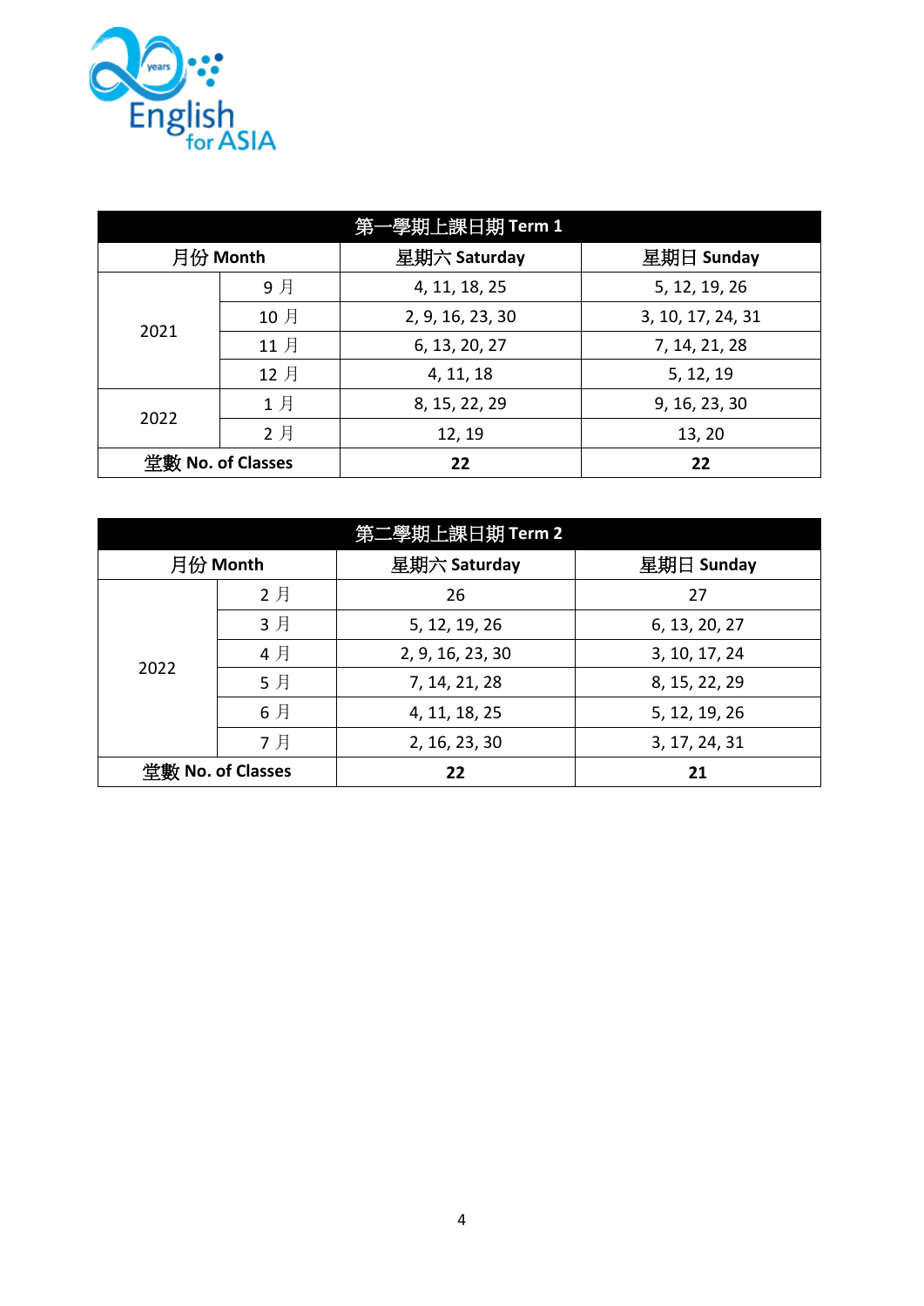| 第一學期上課日期 Term 1 | | | |
|---|---|---|---|
| **月份 Month** | | **星期六 Saturday** | **星期日 Sunday** |
| 2021 | 9 月 | 4, 11, 18, 25 | 5, 12, 19, 26 |
| | 10 月 | 2, 9, 16, 23, 30 | 3, 10, 17, 24, 31 |
| | 11 月 | 6, 13, 20, 27 | 7, 14, 21, 28 |
| | 12 月 | 4, 11, 18 | 5, 12, 19 |
| 2022 | 1 月 | 8, 15, 22, 29 | 9, 16, 23, 30 |
| | 2 月 | 12, 19 | 13, 20 |
| **堂數 No. of Classes** | | **22** | **22** |

| 第二學期上課日期 Term 2 | | | |
|---|---|---|---|
| **月份 Month** | | **星期六 Saturday** | **星期日 Sunday** |
| 2022 | 2 月 | 26 | 27 |
| | 3 月 | 5, 12, 19, 26 | 6, 13, 20, 27 |
| | 4 月 | 2, 9, 16, 23, 30 | 3, 10, 17, 24 |
| | 5 月 | 7, 14, 21, 28 | 8, 15, 22, 29 |
| | 6 月 | 4, 11, 18, 25 | 5, 12, 19, 26 |
| | 7 月 | 2, 16, 23, 30 | 3, 17, 24, 31 |
| **堂數 No. of Classes** | | **22** | **21** |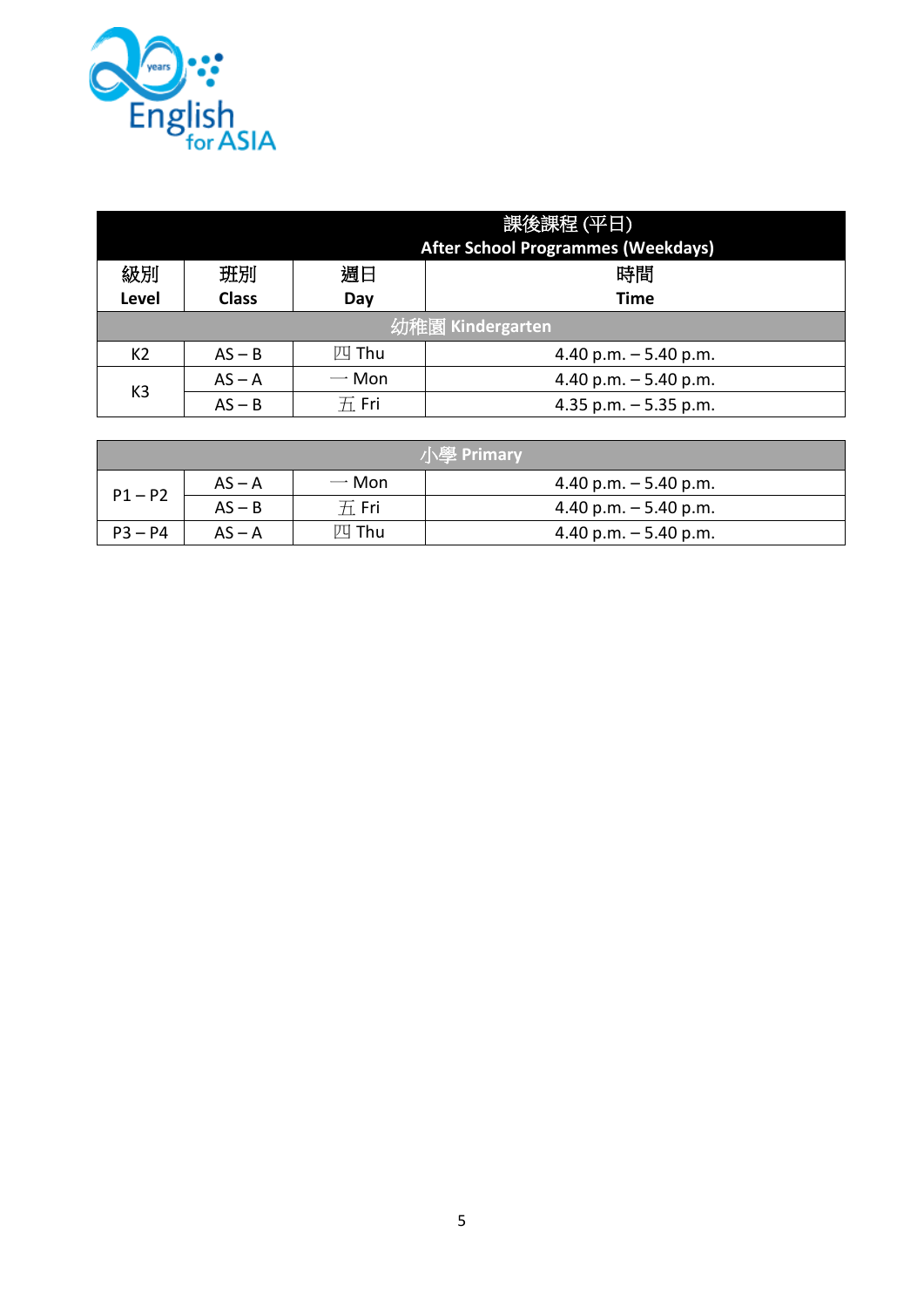| 課後課程 (平日) After School Programmes (Weekdays) | | | |
|---|---|---|---|
| 級別 Level | 班別 Class | 週日 Day | 時間 Time |
| 幼稚園 Kindergarten | | | |
| K2 | AS – B | 四 Thu | 4.40 p.m. – 5.40 p.m. |
| K3 | AS – A | 一 Mon | 4.40 p.m. – 5.40 p.m. |
| | AS – B | 五 Fri | 4.35 p.m. – 5.35 p.m. |
| 小學 Primary | | | |
| P1 – P2 | AS – A | 一 Mon | 4.40 p.m. – 5.40 p.m. |
| | AS – B | 五 Fri | 4.40 p.m. – 5.40 p.m. |
| P3 – P4 | AS – A | 四 Thu | 4.40 p.m. – 5.40 p.m. |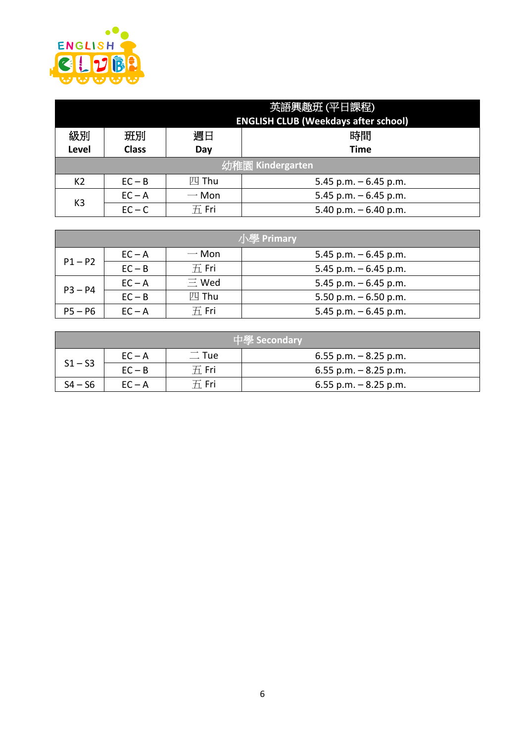| 級別<br>Level | 班別<br>Class | 週日<br>Day | 時間<br>Time |
|---|---|---|---|
| 英語興趣班 (平日課程)<br>ENGLISH CLUB (Weekdays after school) | | | |
| 幼稚園 Kindergarten | | | |
| K2 | EC – B | 四 Thu | 5.45 p.m. – 6.45 p.m. |
| K3 | EC – A | 一 Mon | 5.45 p.m. – 6.45 p.m. |
| | EC – C | 五 Fri | 5.40 p.m. – 6.40 p.m. |

| 小學 Primary | | | |
|---|---|---|---|
| P1 – P2 | EC – A | 一 Mon | 5.45 p.m. – 6.45 p.m. |
| | EC – B | 五 Fri | 5.45 p.m. – 6.45 p.m. |
| P3 – P4 | EC – A | 三 Wed | 5.45 p.m. – 6.45 p.m. |
| | EC – B | 四 Thu | 5.50 p.m. – 6.50 p.m. |
| P5 – P6 | EC – A | 五 Fri | 5.45 p.m. – 6.45 p.m. |

| 中學 Secondary | | | |
|---|---|---|---|
| S1 – S3 | EC – A | 二 Tue | 6.55 p.m. – 8.25 p.m. |
| | EC – B | 五 Fri | 6.55 p.m. – 8.25 p.m. |
| S4 – S6 | EC – A | 五 Fri | 6.55 p.m. – 8.25 p.m. |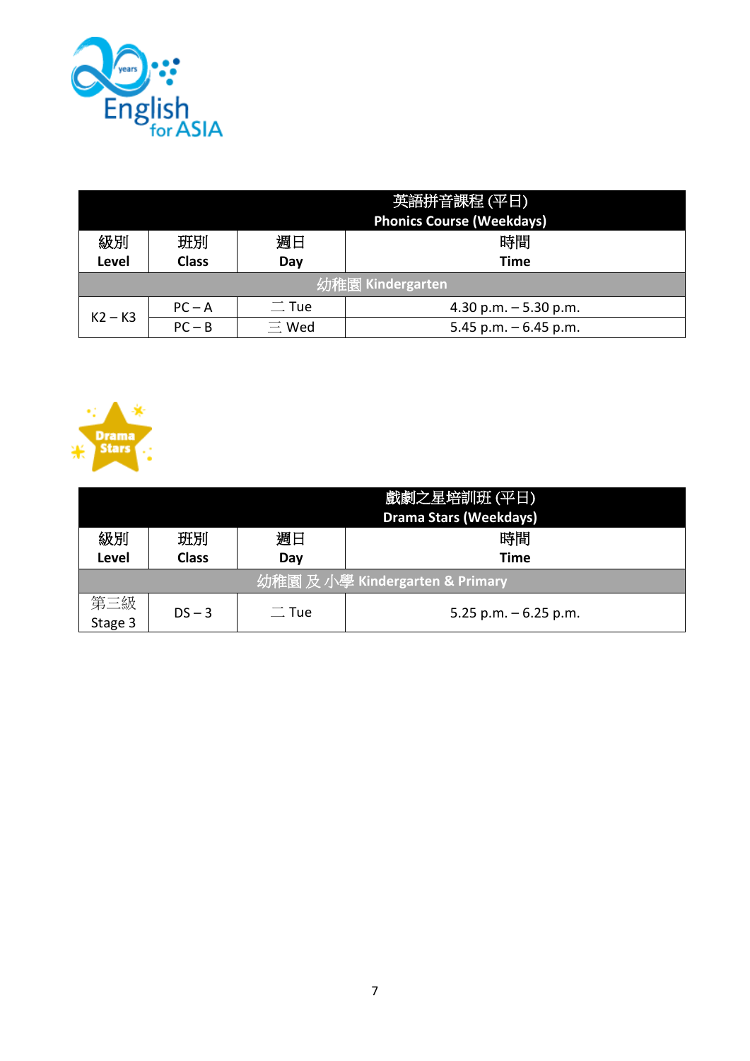| 英語拼音課程 (平日) Phonics Course (Weekdays) | | | |
|---|---|---|---|
| 級別 Level | 班別 Class | 週日 Day | 時間 Time |
| 幼稚園 Kindergarten | | | |
| K2 – K3 | PC – A | 二 Tue | 4.30 p.m. – 5.30 p.m. |
| | PC – B | 三 Wed | 5.45 p.m. – 6.45 p.m. |

| 戲劇之星培訓班 (平日) Drama Stars (Weekdays) | | | |
|---|---|---|---|
| 級別 Level | 班別 Class | 週日 Day | 時間 Time |
| 幼稚園 及 小學 Kindergarten & Primary | | | |
| 第三級 Stage 3 | DS – 3 | 二 Tue | 5.25 p.m. – 6.25 p.m. |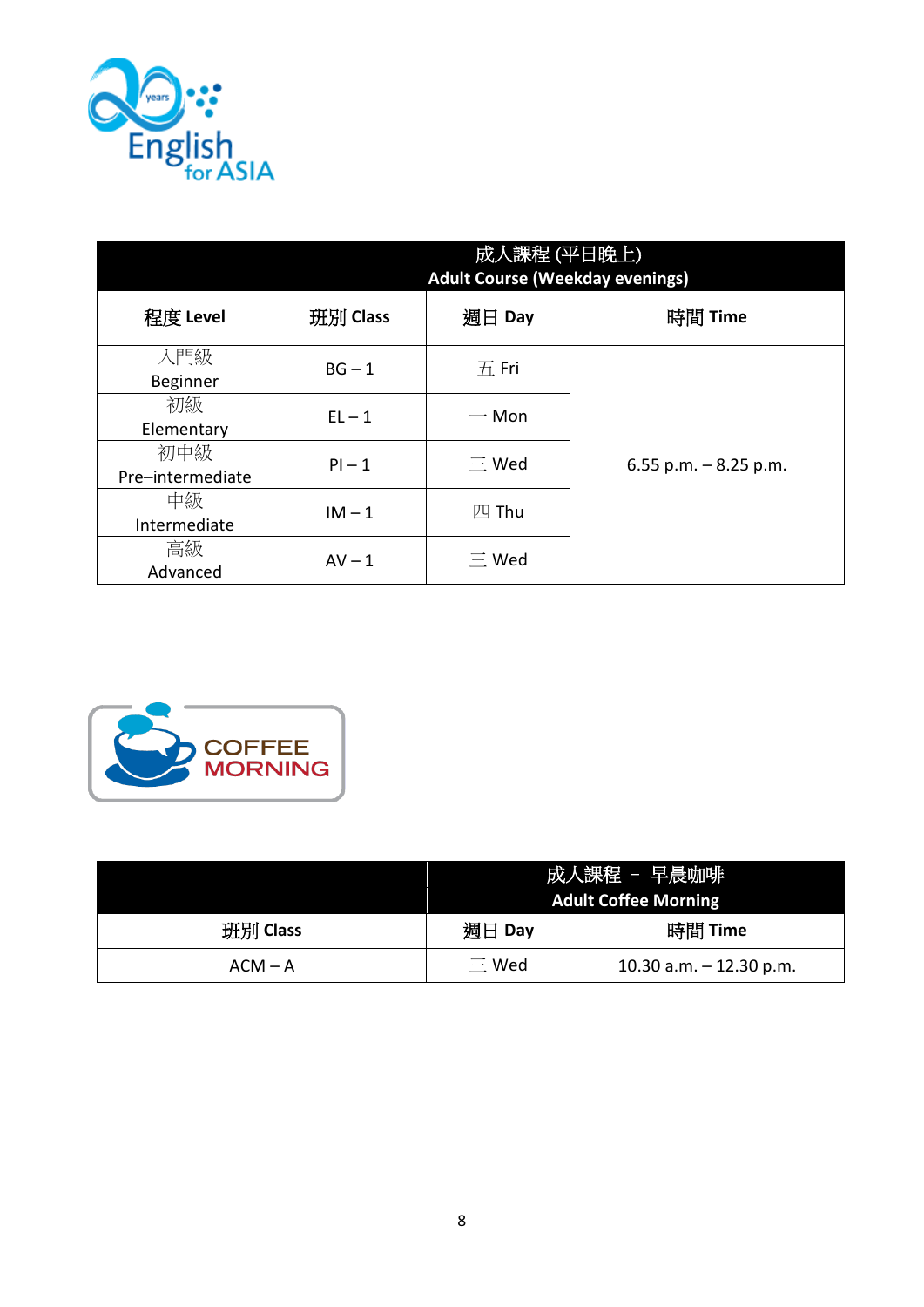| 成人課程 (平日晚上) Adult Course (Weekday evenings) | | | |
|---|---|---|---|
| **程度 Level** | **班別 Class** | **週日 Day** | **時間 Time** |
| 入門級 Beginner | BG – 1 | 五 Fri | 6.55 p.m. – 8.25 p.m. |
| 初級 Elementary | EL – 1 | 一 Mon | |
| 初中級 Pre–intermediate | PI – 1 | 三 Wed | |
| 中級 Intermediate | IM – 1 | 四 Thu | |
| 高級 Advanced | AV – 1 | 三 Wed | |

COFFEE MORNING

| | 成人課程 – 早晨咖啡 Adult Coffee Morning | |
|---|---|---|
| **班別 Class** | **週日 Day** | **時間 Time** |
| ACM – A | 三 Wed | 10.30 a.m. – 12.30 p.m. |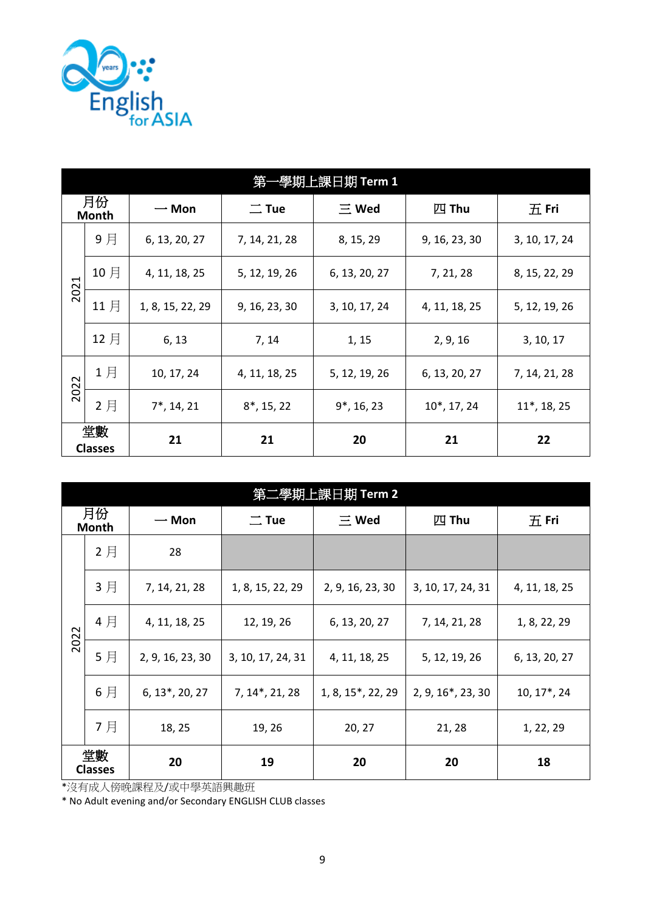| 第一學期上課日期 Term 1 | | | | | | |
|---|---|---|---|---|---|---|
| | 月份 Month | 一 Mon | 二 Tue | 三 Wed | 四 Thu | 五 Fri |
| 2021 | 9 月 | 6, 13, 20, 27 | 7, 14, 21, 28 | 8, 15, 29 | 9, 16, 23, 30 | 3, 10, 17, 24 |
| | 10 月 | 4, 11, 18, 25 | 5, 12, 19, 26 | 6, 13, 20, 27 | 7, 21, 28 | 8, 15, 22, 29 |
| | 11 月 | 1, 8, 15, 22, 29 | 9, 16, 23, 30 | 3, 10, 17, 24 | 4, 11, 18, 25 | 5, 12, 19, 26 |
| | 12 月 | 6, 13 | 7, 14 | 1, 15 | 2, 9, 16 | 3, 10, 17 |
| 2022 | 1 月 | 10, 17, 24 | 4, 11, 18, 25 | 5, 12, 19, 26 | 6, 13, 20, 27 | 7, 14, 21, 28 |
| | 2 月 | 7*, 14, 21 | 8*, 15, 22 | 9*, 16, 23 | 10*, 17, 24 | 11*, 18, 25 |
| 堂數 Classes | | **21** | **21** | **20** | **21** | **22** |

| 第二學期上課日期 Term 2 | | | | | | |
|---|---|---|---|---|---|---|
| | 月份 Month | 一 Mon | 二 Tue | 三 Wed | 四 Thu | 五 Fri |
| 2022 | 2 月 | 28 | | | | |
| | 3 月 | 7, 14, 21, 28 | 1, 8, 15, 22, 29 | 2, 9, 16, 23, 30 | 3, 10, 17, 24, 31 | 4, 11, 18, 25 |
| | 4 月 | 4, 11, 18, 25 | 12, 19, 26 | 6, 13, 20, 27 | 7, 14, 21, 28 | 1, 8, 22, 29 |
| | 5 月 | 2, 9, 16, 23, 30 | 3, 10, 17, 24, 31 | 4, 11, 18, 25 | 5, 12, 19, 26 | 6, 13, 20, 27 |
| | 6 月 | 6, 13*, 20, 27 | 7, 14*, 21, 28 | 1, 8, 15*, 22, 29 | 2, 9, 16*, 23, 30 | 10, 17*, 24 |
| | 7 月 | 18, 25 | 19, 26 | 20, 27 | 21, 28 | 1, 22, 29 |
| 堂數 Classes | | **20** | **19** | **20** | **20** | **18** |

*沒有成人傍晚課程及/或中學英語興趣班

* No Adult evening and/or Secondary ENGLISH CLUB classes